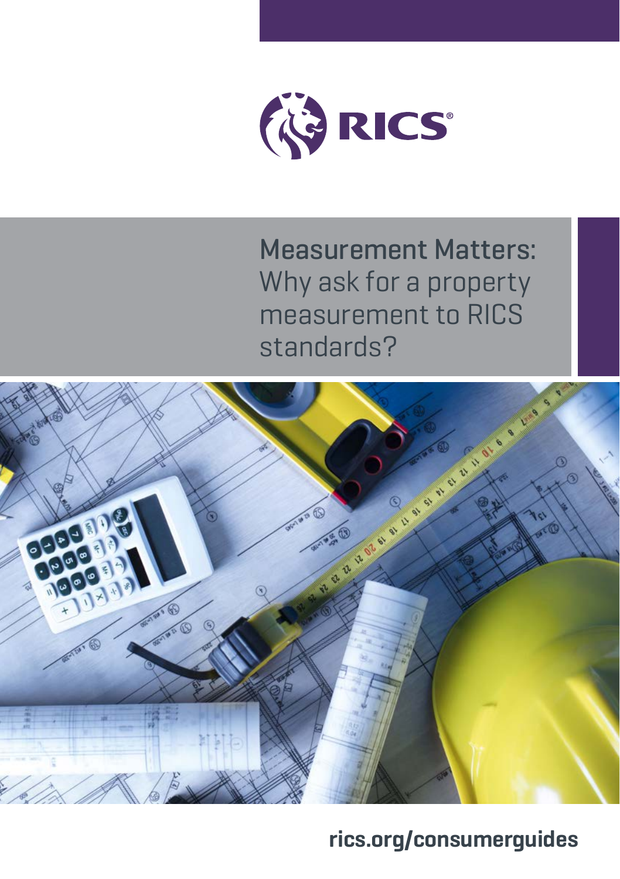RICS

# Measurement Matters: Why ask for a property measurement to RICS standards?

rics.org/consumerguides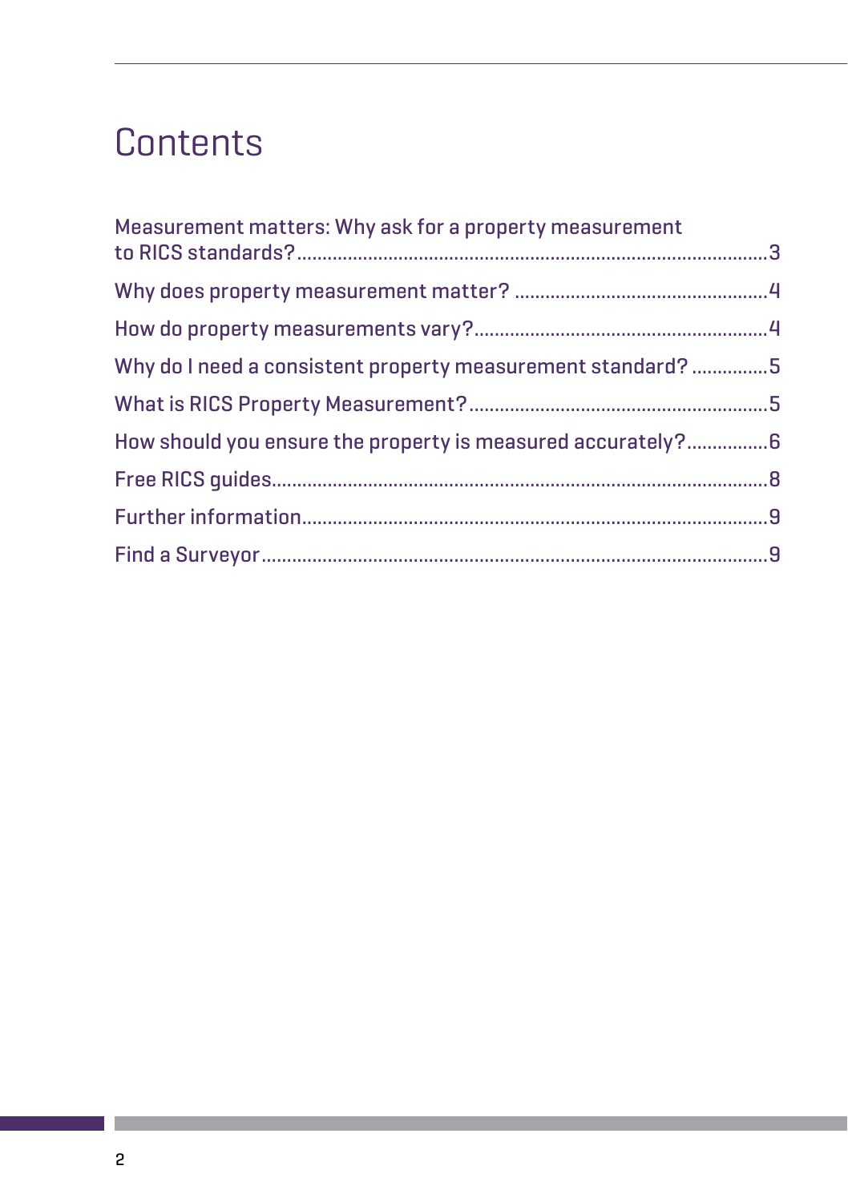# Contents

Measurement matters: Why ask for a property measurement to RICS standards? ..... 3

Why does property measurement matter? ..... 4

How do property measurements vary? ..... 4

Why do I need a consistent property measurement standard? ..... 5

What is RICS Property Measurement? ..... 5

How should you ensure the property is measured accurately? ..... 6

Free RICS guides ..... 8

Further information ..... 9

Find a Surveyor ..... 9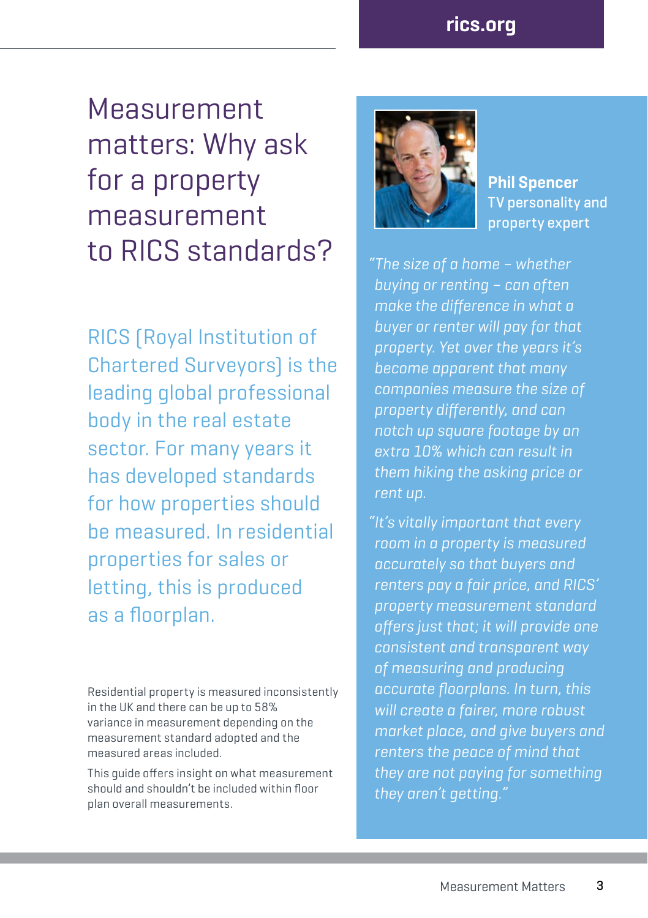# Measurement matters: Why ask for a property measurement to RICS standards?

RICS [Royal Institution of Chartered Surveyors] is the leading global professional body in the real estate sector. For many years it has developed standards for how properties should be measured. In residential properties for sales or letting, this is produced as a floorplan.

Residential property is measured inconsistently in the UK and there can be up to 58% variance in measurement depending on the measurement standard adopted and the measured areas included.

This guide offers insight on what measurement should and shouldn't be included within floor plan overall measurements.

**Phil Spencer**
TV personality and property expert

*"The size of a home – whether buying or renting – can often make the difference in what a buyer or renter will pay for that property. Yet over the years it's become apparent that many companies measure the size of property differently, and can notch up square footage by an extra 10% which can result in them hiking the asking price or rent up.*

*"It's vitally important that every room in a property is measured accurately so that buyers and renters pay a fair price, and RICS' property measurement standard offers just that; it will provide one consistent and transparent way of measuring and producing accurate floorplans. In turn, this will create a fairer, more robust market place, and give buyers and renters the peace of mind that they are not paying for something they aren't getting."*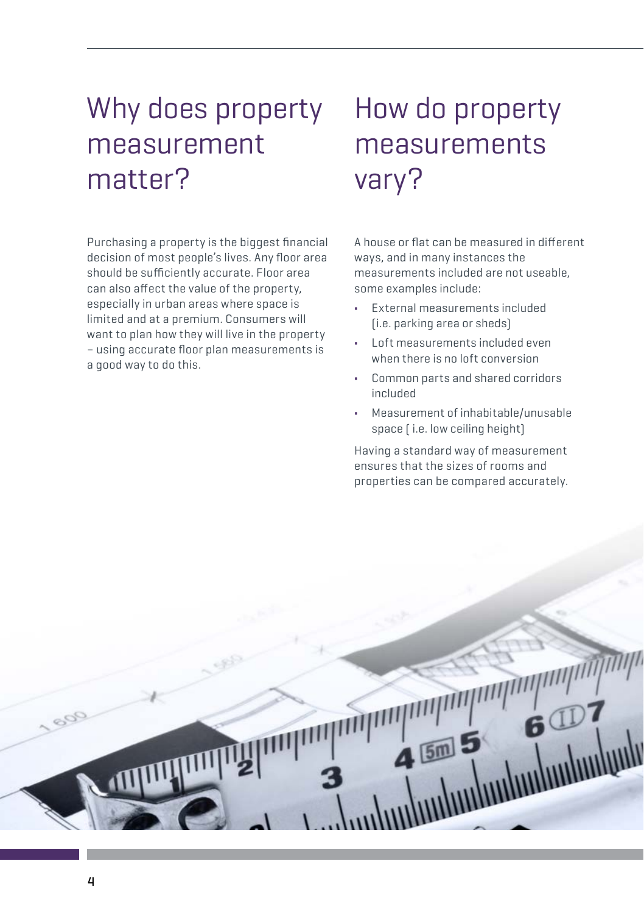# Why does property measurement matter?

Purchasing a property is the biggest financial decision of most people's lives. Any floor area should be sufficiently accurate. Floor area can also affect the value of the property, especially in urban areas where space is limited and at a premium. Consumers will want to plan how they will live in the property – using accurate floor plan measurements is a good way to do this.

# How do property measurements vary?

A house or flat can be measured in different ways, and in many instances the measurements included are not useable, some examples include:

- External measurements included (i.e. parking area or sheds)
- Loft measurements included even when there is no loft conversion
- Common parts and shared corridors included
- Measurement of inhabitable/unusable space ( i.e. low ceiling height)

Having a standard way of measurement ensures that the sizes of rooms and properties can be compared accurately.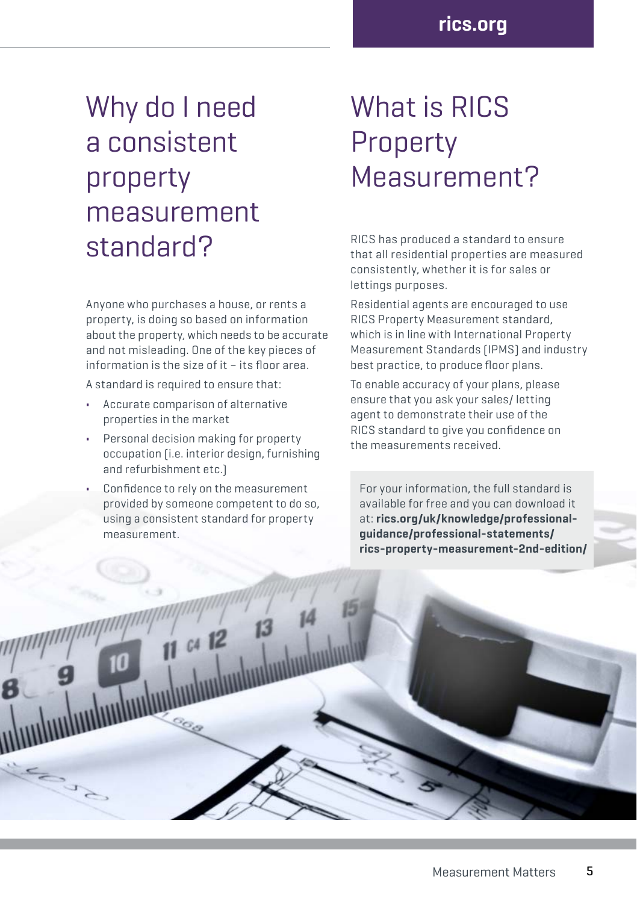# Why do I need a consistent property measurement standard?

Anyone who purchases a house, or rents a property, is doing so based on information about the property, which needs to be accurate and not misleading. One of the key pieces of information is the size of it – its floor area.

A standard is required to ensure that:

- Accurate comparison of alternative properties in the market
- Personal decision making for property occupation (i.e. interior design, furnishing and refurbishment etc.)
- Confidence to rely on the measurement provided by someone competent to do so, using a consistent standard for property measurement.

# What is RICS Property Measurement?

RICS has produced a standard to ensure that all residential properties are measured consistently, whether it is for sales or lettings purposes.

Residential agents are encouraged to use RICS Property Measurement standard, which is in line with International Property Measurement Standards (IPMS) and industry best practice, to produce floor plans.

To enable accuracy of your plans, please ensure that you ask your sales/ letting agent to demonstrate their use of the RICS standard to give you confidence on the measurements received.

For your information, the full standard is available for free and you can download it at: **rics.org/uk/knowledge/professional-guidance/professional-statements/rics-property-measurement-2nd-edition/**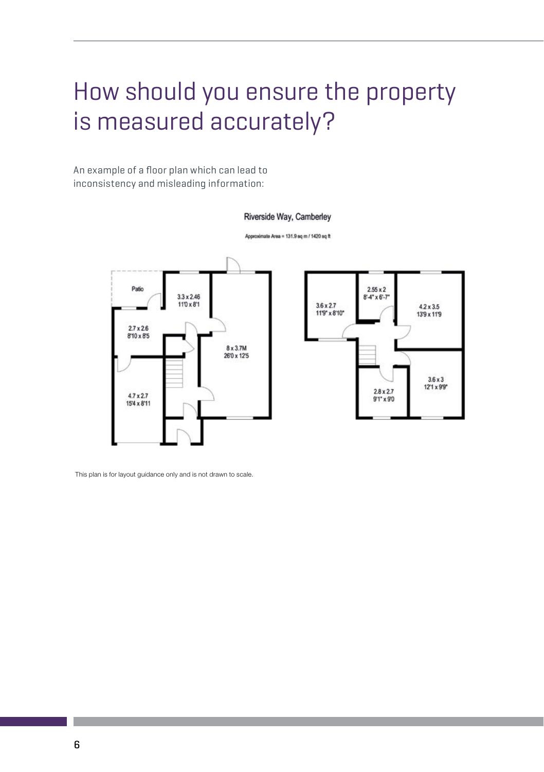# How should you ensure the property is measured accurately?

An example of a floor plan which can lead to inconsistency and misleading information:

Riverside Way, Camberley

Approximate Area = 131.9 sq m / 1420 sq ft

Patio

3.3 x 2.46
11'0 x 8'1

2.7 x 2.6
8'10 x 8'5

8 x 3.7M
26'0 x 12'5

4.7 x 2.7
15'4 x 8'11

3.6 x 2.7
11'9" x 8'10"

2.55 x 2
8'-4" x 6'-7"

4.2 x 3.5
13'9 x 11'9

3.6 x 3
12'1 x 9'9"

2.8 x 2.7
9'1" x 9'0

This plan is for layout guidance only and is not drawn to scale.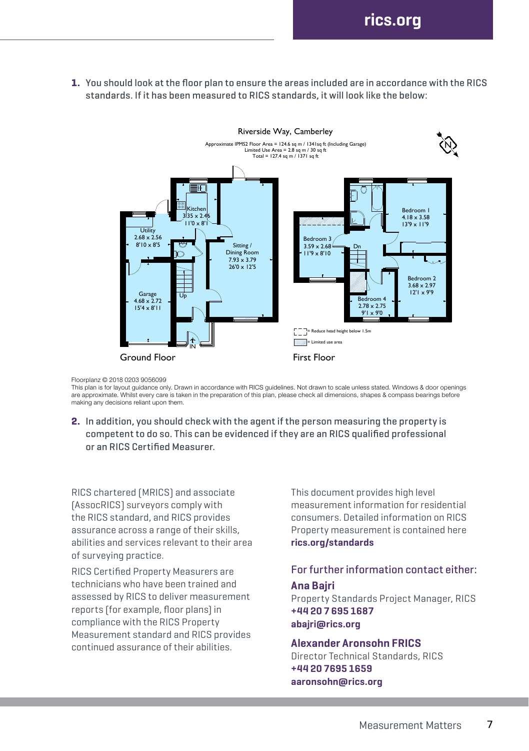1. You should look at the floor plan to ensure the areas included are in accordance with the RICS standards. If it has been measured to RICS standards, it will look like the below:

Riverside Way, Camberley

Approximate IPMS2 Floor Area = 124.6 sq m / 1341sq ft (Including Garage)
Limited Use Area = 2.8 sq m / 30 sq ft
Total = 127.4 sq m / 1371 sq ft

Ground Floor: Kitchen 3.35 x 2.46 (11'0 x 8'1); Utility 2.68 x 2.56 (8'10 x 8'5); Sitting / Dining Room 7.93 x 3.79 (26'0 x 12'5); Garage 4.68 x 2.72 (15'4 x 8'11)

First Floor: Bedroom 1 4.18 x 3.58 (13'9 x 11'9); Bedroom 3 3.59 x 2.68 (11'9 x 8'10); Bedroom 2 3.68 x 2.97 (12'1 x 9'9); Bedroom 4 2.78 x 2.75 (9'1 x 9'0)

= Reduce head height below 1.5m

= Limited use area

Floorplanz © 2018 0203 9056099
This plan is for layout guidance only. Drawn in accordance with RICS guidelines. Not drawn to scale unless stated. Windows & door openings are approximate. Whilst every care is taken in the preparation of this plan, please check all dimensions, shapes & compass bearings before making any decisions reliant upon them.

2. In addition, you should check with the agent if the person measuring the property is competent to do so. This can be evidenced if they are an RICS qualified professional or an RICS Certified Measurer.

RICS chartered (MRICS) and associate (AssocRICS) surveyors comply with the RICS standard, and RICS provides assurance across a range of their skills, abilities and services relevant to their area of surveying practice.

RICS Certified Property Measurers are technicians who have been trained and assessed by RICS to deliver measurement reports (for example, floor plans) in compliance with the RICS Property Measurement standard and RICS provides continued assurance of their abilities.

This document provides high level measurement information for residential consumers. Detailed information on RICS Property measurement is contained here **rics.org/standards**

## For further information contact either:

**Ana Bajri**
Property Standards Project Manager, RICS
**+44 20 7 695 1687**
**abajri@rics.org**

**Alexander Aronsohn FRICS**
Director Technical Standards, RICS
**+44 20 7695 1659**
**aaronsohn@rics.org**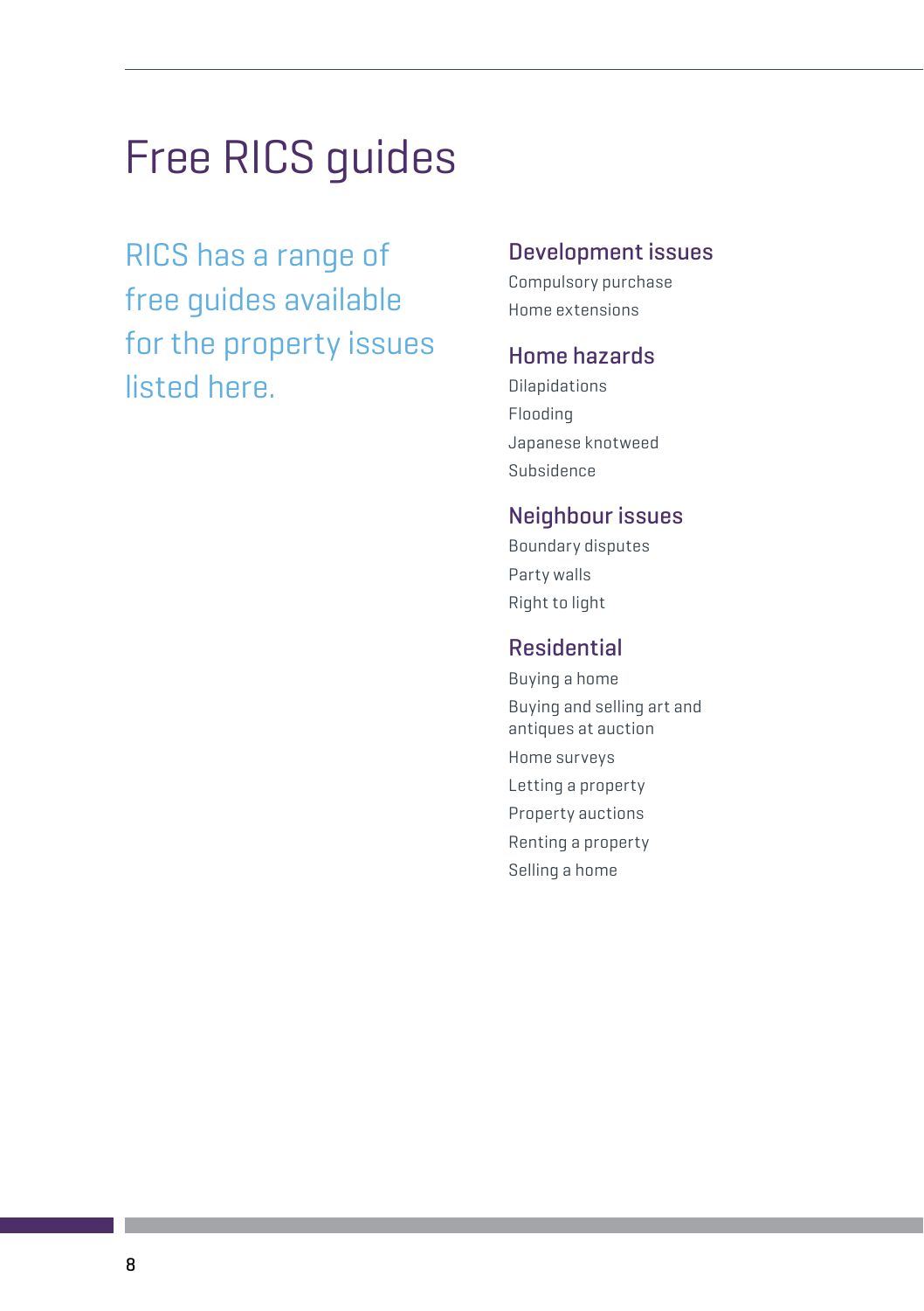# Free RICS guides

RICS has a range of free guides available for the property issues listed here.

## Development issues

Compulsory purchase

Home extensions

## Home hazards

Dilapidations

Flooding

Japanese knotweed

Subsidence

## Neighbour issues

Boundary disputes

Party walls

Right to light

## Residential

Buying a home

Buying and selling art and antiques at auction

Home surveys

Letting a property

Property auctions

Renting a property

Selling a home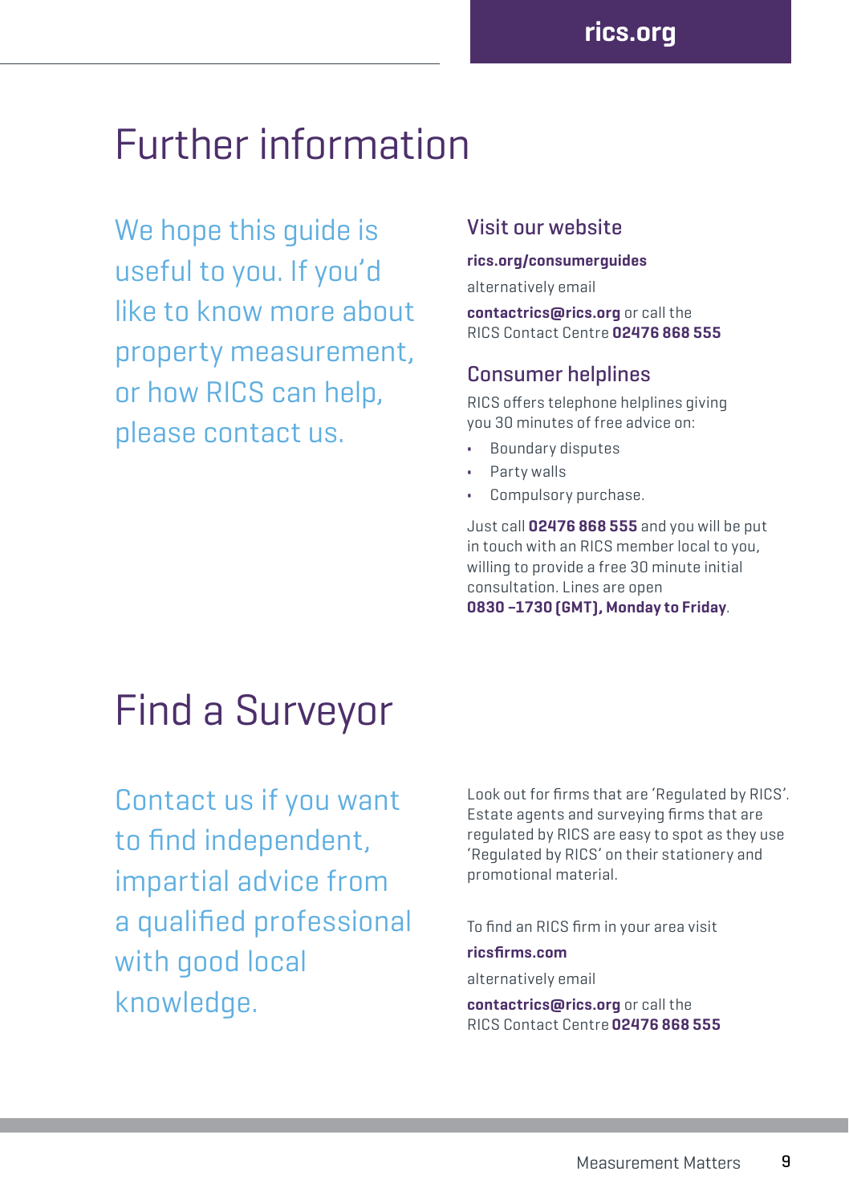# Further information

We hope this guide is useful to you. If you'd like to know more about property measurement, or how RICS can help, please contact us.

### Visit our website

**rics.org/consumerguides**

alternatively email

**contactrics@rics.org** or call the RICS Contact Centre **02476 868 555**

### Consumer helplines

RICS offers telephone helplines giving you 30 minutes of free advice on:

- Boundary disputes
- Party walls
- Compulsory purchase.

Just call **02476 868 555** and you will be put in touch with an RICS member local to you, willing to provide a free 30 minute initial consultation. Lines are open **0830 –1730 (GMT), Monday to Friday**.

# Find a Surveyor

Contact us if you want to find independent, impartial advice from a qualified professional with good local knowledge.

Look out for firms that are 'Regulated by RICS'. Estate agents and surveying firms that are regulated by RICS are easy to spot as they use 'Regulated by RICS' on their stationery and promotional material.

To find an RICS firm in your area visit

**ricsfirms.com**

alternatively email

**contactrics@rics.org** or call the RICS Contact Centre **02476 868 555**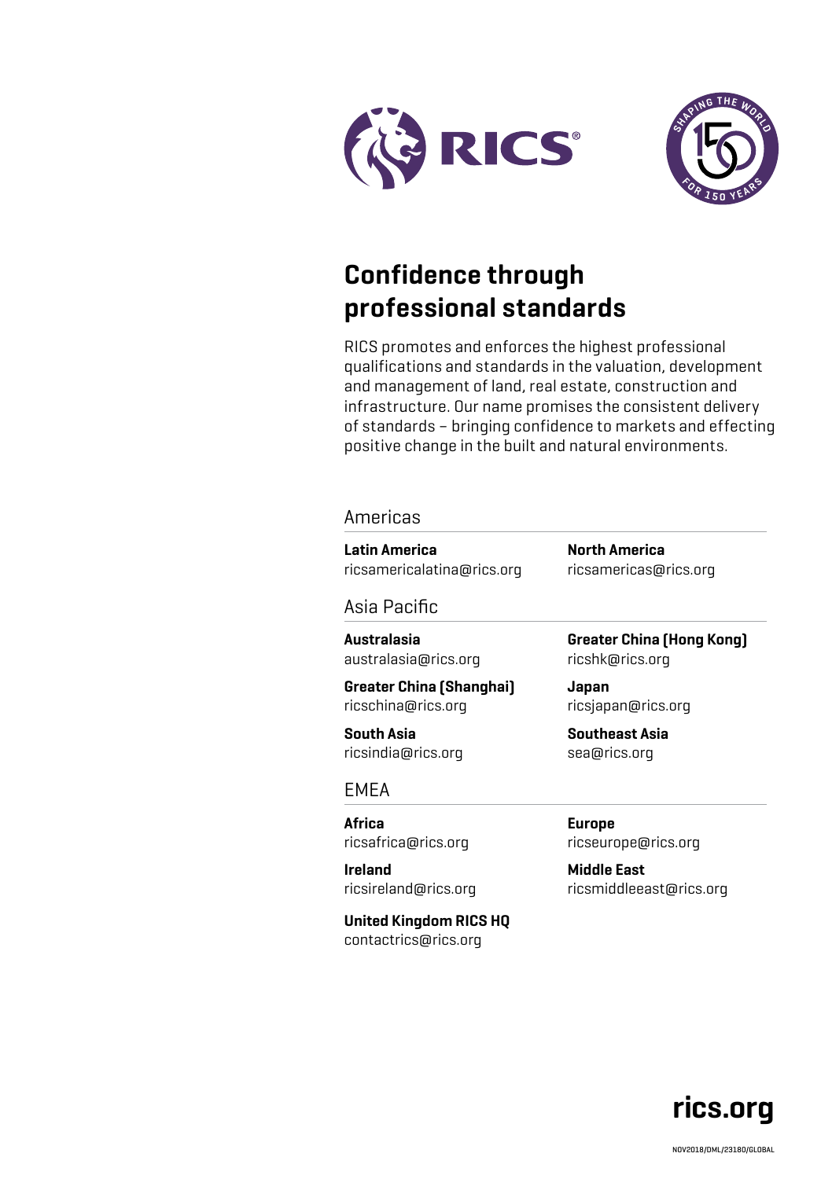# Confidence through professional standards

RICS promotes and enforces the highest professional qualifications and standards in the valuation, development and management of land, real estate, construction and infrastructure. Our name promises the consistent delivery of standards – bringing confidence to markets and effecting positive change in the built and natural environments.

## Americas

**Latin America**
ricsamericalatina@rics.org

**North America**
ricsamericas@rics.org

## Asia Pacific

**Australasia**
australasia@rics.org

**Greater China (Hong Kong)**
ricshk@rics.org

**Greater China (Shanghai)**
ricschina@rics.org

**Japan**
ricsjapan@rics.org

**South Asia**
ricsindia@rics.org

**Southeast Asia**
sea@rics.org

## EMEA

**Africa**
ricsafrica@rics.org

**Europe**
ricseurope@rics.org

**Ireland**
ricsireland@rics.org

**Middle East**
ricsmiddleeast@rics.org

**United Kingdom RICS HQ**
contactrics@rics.org

**rics.org**

NOV2018/DML/23180/GLOBAL